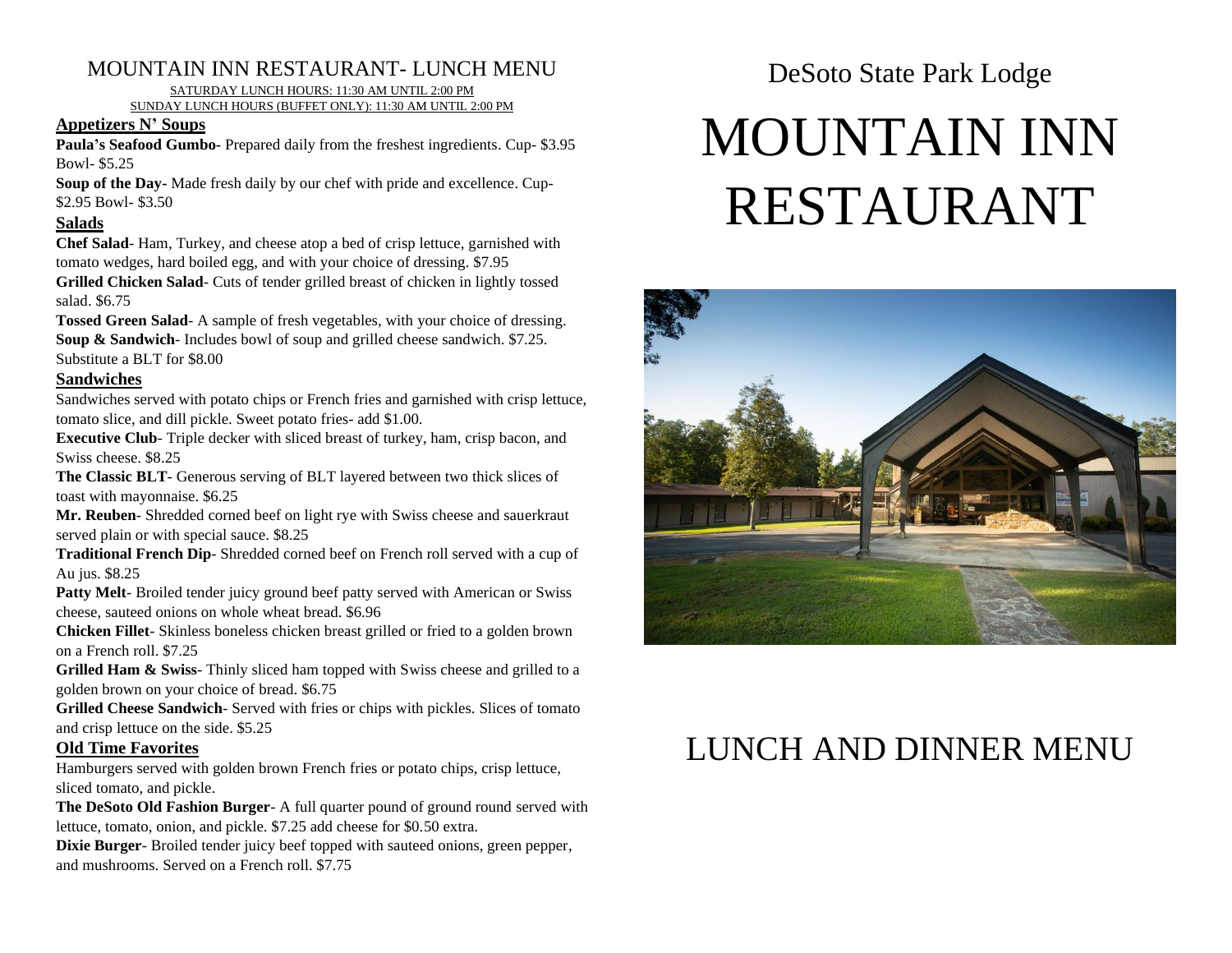# MOUNTAIN INN RESTAURANT- LUNCH MENU

SATURDAY LUNCH HOURS: 11:30 AM UNTIL 2:00 PM

SUNDAY LUNCH HOURS (BUFFET ONLY): 11:30 AM UNTIL 2:00 PM

## Appetizers N' Soups

**Paula's Seafood Gumbo-** Prepared daily from the freshest ingredients. Cup- $3.95 Bowl- $5.25

**Soup of the Day-** Made fresh daily by our chef with pride and excellence. Cup- $2.95 Bowl- $3.50

## Salads

**Chef Salad**- Ham, Turkey, and cheese atop a bed of crisp lettuce, garnished with tomato wedges, hard boiled egg, and with your choice of dressing. $7.95

**Grilled Chicken Salad**- Cuts of tender grilled breast of chicken in lightly tossed salad. $6.75

**Tossed Green Salad**- A sample of fresh vegetables, with your choice of dressing.

**Soup & Sandwich**- Includes bowl of soup and grilled cheese sandwich. $7.25. Substitute a BLT for $8.00

## Sandwiches

Sandwiches served with potato chips or French fries and garnished with crisp lettuce, tomato slice, and dill pickle. Sweet potato fries- add $1.00.

**Executive Club**- Triple decker with sliced breast of turkey, ham, crisp bacon, and Swiss cheese. $8.25

**The Classic BLT**- Generous serving of BLT layered between two thick slices of toast with mayonnaise. $6.25

**Mr. Reuben**- Shredded corned beef on light rye with Swiss cheese and sauerkraut served plain or with special sauce. $8.25

**Traditional French Dip**- Shredded corned beef on French roll served with a cup of Au jus. $8.25

**Patty Melt**- Broiled tender juicy ground beef patty served with American or Swiss cheese, sauteed onions on whole wheat bread. $6.96

**Chicken Fillet**- Skinless boneless chicken breast grilled or fried to a golden brown on a French roll. $7.25

**Grilled Ham & Swiss**- Thinly sliced ham topped with Swiss cheese and grilled to a golden brown on your choice of bread. $6.75

**Grilled Cheese Sandwich**- Served with fries or chips with pickles. Slices of tomato and crisp lettuce on the side. $5.25

## Old Time Favorites

Hamburgers served with golden brown French fries or potato chips, crisp lettuce, sliced tomato, and pickle.

**The DeSoto Old Fashion Burger**- A full quarter pound of ground round served with lettuce, tomato, onion, and pickle. $7.25 add cheese for $0.50 extra.

**Dixie Burger**- Broiled tender juicy beef topped with sauteed onions, green pepper, and mushrooms. Served on a French roll. $7.75

DeSoto State Park Lodge

# MOUNTAIN INN RESTAURANT

## LUNCH AND DINNER MENU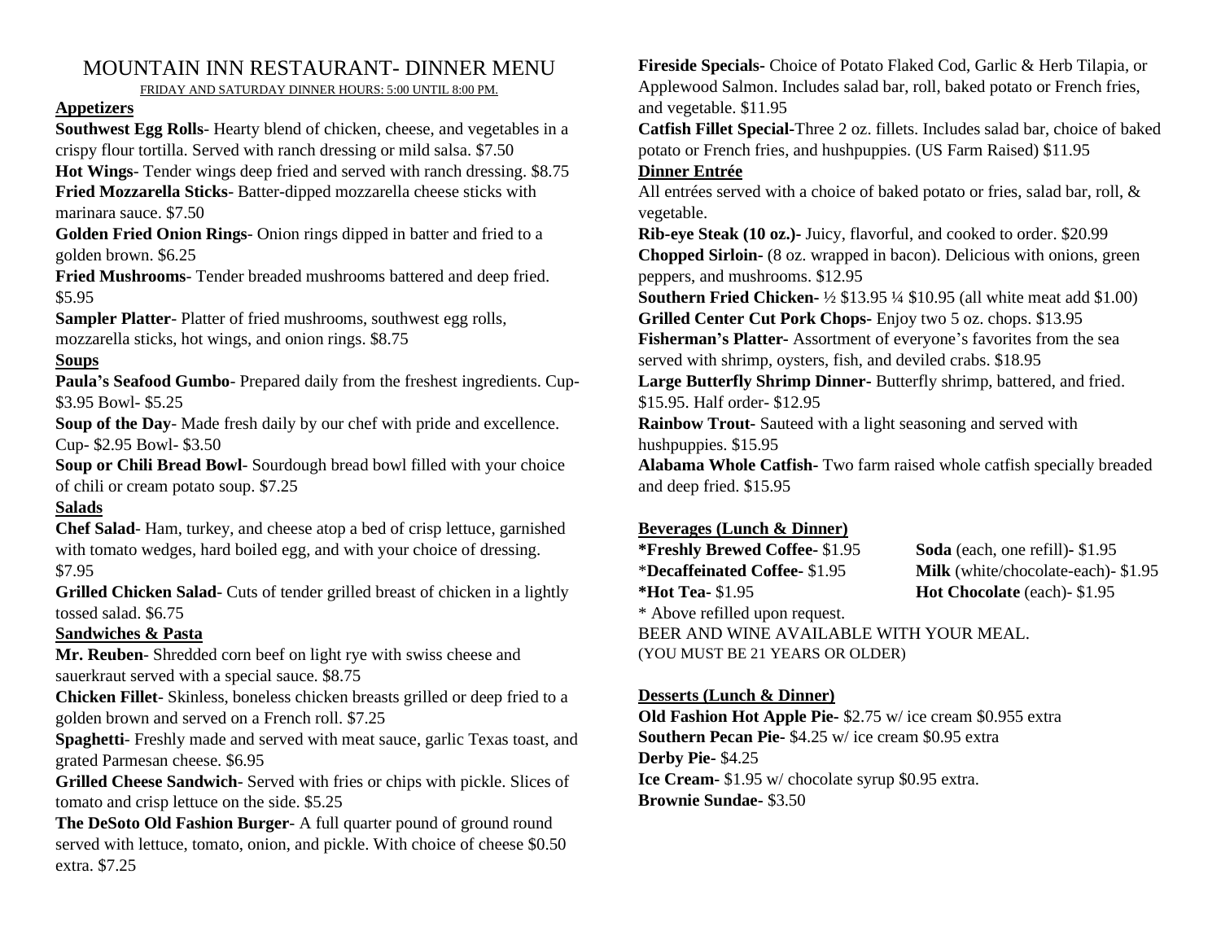# MOUNTAIN INN RESTAURANT- DINNER MENU

FRIDAY AND SATURDAY DINNER HOURS: 5:00 UNTIL 8:00 PM.

## Appetizers

**Southwest Egg Rolls**- Hearty blend of chicken, cheese, and vegetables in a crispy flour tortilla. Served with ranch dressing or mild salsa. $7.50

**Hot Wings**- Tender wings deep fried and served with ranch dressing. $8.75

**Fried Mozzarella Sticks**- Batter-dipped mozzarella cheese sticks with marinara sauce. $7.50

**Golden Fried Onion Rings**- Onion rings dipped in batter and fried to a golden brown. $6.25

**Fried Mushrooms**- Tender breaded mushrooms battered and deep fried. $5.95

**Sampler Platter**- Platter of fried mushrooms, southwest egg rolls, mozzarella sticks, hot wings, and onion rings. $8.75

## Soups

**Paula's Seafood Gumbo**- Prepared daily from the freshest ingredients. Cup- $3.95 Bowl- $5.25

**Soup of the Day**- Made fresh daily by our chef with pride and excellence. Cup- $2.95 Bowl- $3.50

**Soup or Chili Bread Bowl**- Sourdough bread bowl filled with your choice of chili or cream potato soup. $7.25

## Salads

**Chef Salad**- Ham, turkey, and cheese atop a bed of crisp lettuce, garnished with tomato wedges, hard boiled egg, and with your choice of dressing. $7.95

**Grilled Chicken Salad**- Cuts of tender grilled breast of chicken in a lightly tossed salad. $6.75

## Sandwiches & Pasta

**Mr. Reuben**- Shredded corn beef on light rye with swiss cheese and sauerkraut served with a special sauce. $8.75

**Chicken Fillet**- Skinless, boneless chicken breasts grilled or deep fried to a golden brown and served on a French roll. $7.25

**Spaghetti**- Freshly made and served with meat sauce, garlic Texas toast, and grated Parmesan cheese. $6.95

**Grilled Cheese Sandwich**- Served with fries or chips with pickle. Slices of tomato and crisp lettuce on the side. $5.25

**The DeSoto Old Fashion Burger**- A full quarter pound of ground round served with lettuce, tomato, onion, and pickle. With choice of cheese $0.50 extra. $7.25

**Fireside Specials**- Choice of Potato Flaked Cod, Garlic & Herb Tilapia, or Applewood Salmon. Includes salad bar, roll, baked potato or French fries, and vegetable. $11.95

**Catfish Fillet Special**-Three 2 oz. fillets. Includes salad bar, choice of baked potato or French fries, and hushpuppies. (US Farm Raised) $11.95

## Dinner Entrée

All entrées served with a choice of baked potato or fries, salad bar, roll, & vegetable.

**Rib-eye Steak (10 oz.)**- Juicy, flavorful, and cooked to order. $20.99

**Chopped Sirloin**- (8 oz. wrapped in bacon). Delicious with onions, green peppers, and mushrooms. $12.95

**Southern Fried Chicken**- ½ $13.95 ¼ $10.95 (all white meat add $1.00)

**Grilled Center Cut Pork Chops**- Enjoy two 5 oz. chops. $13.95

**Fisherman's Platter**- Assortment of everyone's favorites from the sea served with shrimp, oysters, fish, and deviled crabs. $18.95

**Large Butterfly Shrimp Dinner**- Butterfly shrimp, battered, and fried. $15.95. Half order- $12.95

**Rainbow Trout**- Sauteed with a light seasoning and served with hushpuppies. $15.95

**Alabama Whole Catfish**- Two farm raised whole catfish specially breaded and deep fried. $15.95

## Beverages (Lunch & Dinner)

**\*Freshly Brewed Coffee**- $1.95

\***Decaffeinated Coffee**- $1.95

**\*Hot Tea**- $1.95

**Soda** (each, one refill)- $1.95

**Milk** (white/chocolate-each)- $1.95

**Hot Chocolate** (each)- $1.95

\* Above refilled upon request.

BEER AND WINE AVAILABLE WITH YOUR MEAL.
(YOU MUST BE 21 YEARS OR OLDER)

## Desserts (Lunch & Dinner)

**Old Fashion Hot Apple Pie**- $2.75 w/ ice cream $0.955 extra

**Southern Pecan Pie**- $4.25 w/ ice cream $0.95 extra

**Derby Pie**- $4.25

**Ice Cream**- $1.95 w/ chocolate syrup $0.95 extra.

**Brownie Sundae**- $3.50